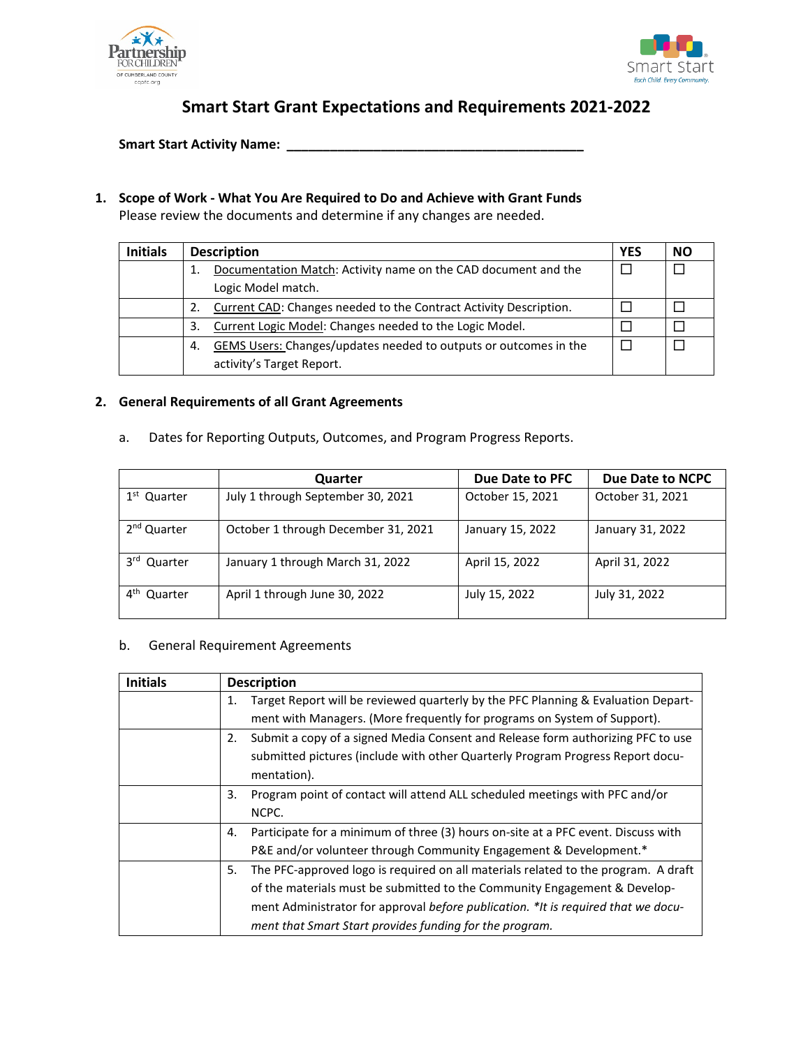# Smart Start Grant Expectations and Requirements 2021-2022

**Smart Start Activity Name:** ________________________________________

## 1. Scope of Work - What You Are Required to Do and Achieve with Grant Funds

Please review the documents and determine if any changes are needed.

| Initials | Description | YES | NO |
|---|---|---|---|
| | 1. Documentation Match: Activity name on the CAD document and the Logic Model match. | ☐ | ☐ |
| | 2. Current CAD: Changes needed to the Contract Activity Description. | ☐ | ☐ |
| | 3. Current Logic Model: Changes needed to the Logic Model. | ☐ | ☐ |
| | 4. GEMS Users: Changes/updates needed to outputs or outcomes in the activity's Target Report. | ☐ | ☐ |

## 2. General Requirements of all Grant Agreements

a. Dates for Reporting Outputs, Outcomes, and Program Progress Reports.

| | Quarter | Due Date to PFC | Due Date to NCPC |
|---|---|---|---|
| 1st Quarter | July 1 through September 30, 2021 | October 15, 2021 | October 31, 2021 |
| 2nd Quarter | October 1 through December 31, 2021 | January 15, 2022 | January 31, 2022 |
| 3rd Quarter | January 1 through March 31, 2022 | April 15, 2022 | April 31, 2022 |
| 4th Quarter | April 1 through June 30, 2022 | July 15, 2022 | July 31, 2022 |

b. General Requirement Agreements

| Initials | Description |
|---|---|
| | 1. Target Report will be reviewed quarterly by the PFC Planning & Evaluation Department with Managers. (More frequently for programs on System of Support). |
| | 2. Submit a copy of a signed Media Consent and Release form authorizing PFC to use submitted pictures (include with other Quarterly Program Progress Report documentation). |
| | 3. Program point of contact will attend ALL scheduled meetings with PFC and/or NCPC. |
| | 4. Participate for a minimum of three (3) hours on-site at a PFC event. Discuss with P&E and/or volunteer through Community Engagement & Development.* |
| | 5. The PFC-approved logo is required on all materials related to the program. A draft of the materials must be submitted to the Community Engagement & Development Administrator for approval *before publication. *It is required that we document that Smart Start provides funding for the program.* |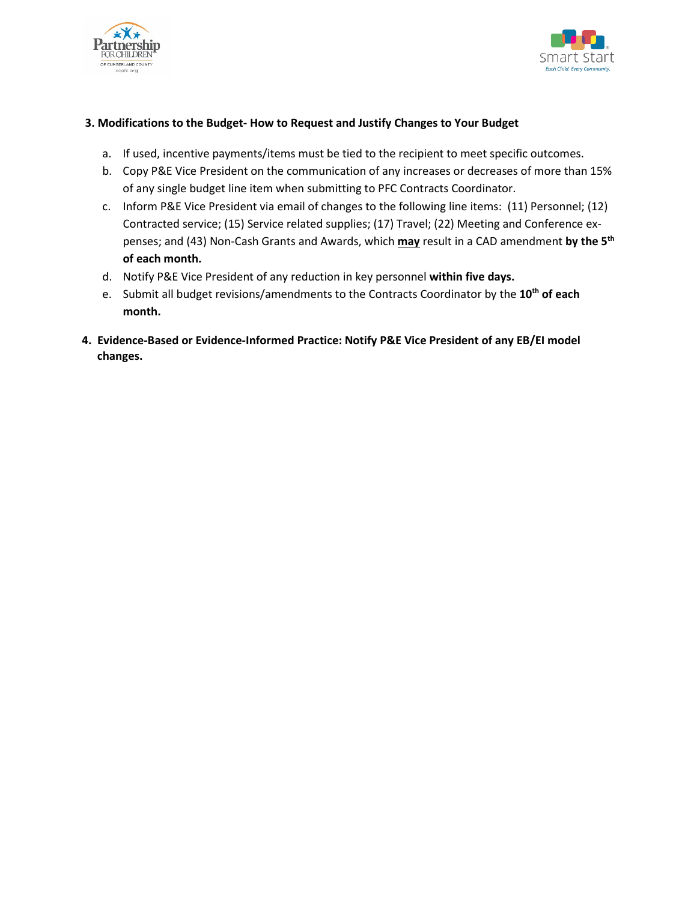**3. Modifications to the Budget- How to Request and Justify Changes to Your Budget**

a. If used, incentive payments/items must be tied to the recipient to meet specific outcomes.
b. Copy P&E Vice President on the communication of any increases or decreases of more than 15% of any single budget line item when submitting to PFC Contracts Coordinator.
c. Inform P&E Vice President via email of changes to the following line items: (11) Personnel; (12) Contracted service; (15) Service related supplies; (17) Travel; (22) Meeting and Conference expenses; and (43) Non-Cash Grants and Awards, which **may** result in a CAD amendment **by the 5th of each month.**
d. Notify P&E Vice President of any reduction in key personnel **within five days.**
e. Submit all budget revisions/amendments to the Contracts Coordinator by the **10th of each month.**

**4. Evidence-Based or Evidence-Informed Practice: Notify P&E Vice President of any EB/EI model changes.**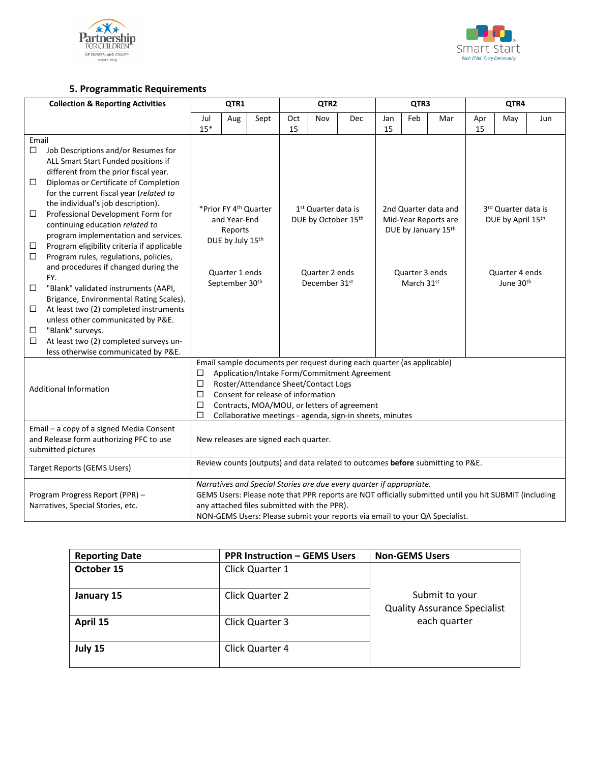## 5. Programmatic Requirements

| Collection & Reporting Activities | QTR1 | | | QTR2 | | | QTR3 | | | QTR4 | | |
|---|---|---|---|---|---|---|---|---|---|---|---|---|
| | Jul 15* | Aug | Sept | Oct 15 | Nov | Dec | Jan 15 | Feb | Mar | Apr 15 | May | Jun |
| Email<br>☐ Job Descriptions and/or Resumes for ALL Smart Start Funded positions if different from the prior fiscal year.<br>☐ Diplomas or Certificate of Completion for the current fiscal year (*related to* the individual's job description).<br>☐ Professional Development Form for continuing education *related to* program implementation and services.<br>☐ Program eligibility criteria if applicable<br>☐ Program rules, regulations, policies, and procedures if changed during the FY.<br>☐ "Blank" validated instruments (AAPI, Brigance, Environmental Rating Scales).<br>☐ At least two (2) completed instruments unless other communicated by P&E.<br>☐ "Blank" surveys.<br>☐ At least two (2) completed surveys unless otherwise communicated by P&E. | *Prior FY 4th Quarter and Year-End Reports DUE by July 15th<br><br>Quarter 1 ends September 30th | | | 1st Quarter data is DUE by October 15th<br><br>Quarter 2 ends December 31st | | | 2nd Quarter data and Mid-Year Reports are DUE by January 15th<br><br>Quarter 3 ends March 31st | | | 3rd Quarter data is DUE by April 15th<br><br>Quarter 4 ends June 30th | | |
| Additional Information | Email sample documents per request during each quarter (as applicable)<br>☐ Application/Intake Form/Commitment Agreement<br>☐ Roster/Attendance Sheet/Contact Logs<br>☐ Consent for release of information<br>☐ Contracts, MOA/MOU, or letters of agreement<br>☐ Collaborative meetings - agenda, sign-in sheets, minutes | | | | | | | | | | | |
| Email – a copy of a signed Media Consent and Release form authorizing PFC to use submitted pictures | New releases are signed each quarter. | | | | | | | | | | | |
| Target Reports (GEMS Users) | Review counts (outputs) and data related to outcomes **before** submitting to P&E. | | | | | | | | | | | |
| Program Progress Report (PPR) – Narratives, Special Stories, etc. | *Narratives and Special Stories are due every quarter if appropriate.*<br>GEMS Users: Please note that PPR reports are NOT officially submitted until you hit SUBMIT (including any attached files submitted with the PPR).<br>NON-GEMS Users: Please submit your reports via email to your QA Specialist. | | | | | | | | | | | |

| Reporting Date | PPR Instruction – GEMS Users | Non-GEMS Users |
|---|---|---|
| **October 15** | Click Quarter 1 | Submit to your Quality Assurance Specialist each quarter |
| **January 15** | Click Quarter 2 | |
| **April 15** | Click Quarter 3 | |
| **July 15** | Click Quarter 4 | |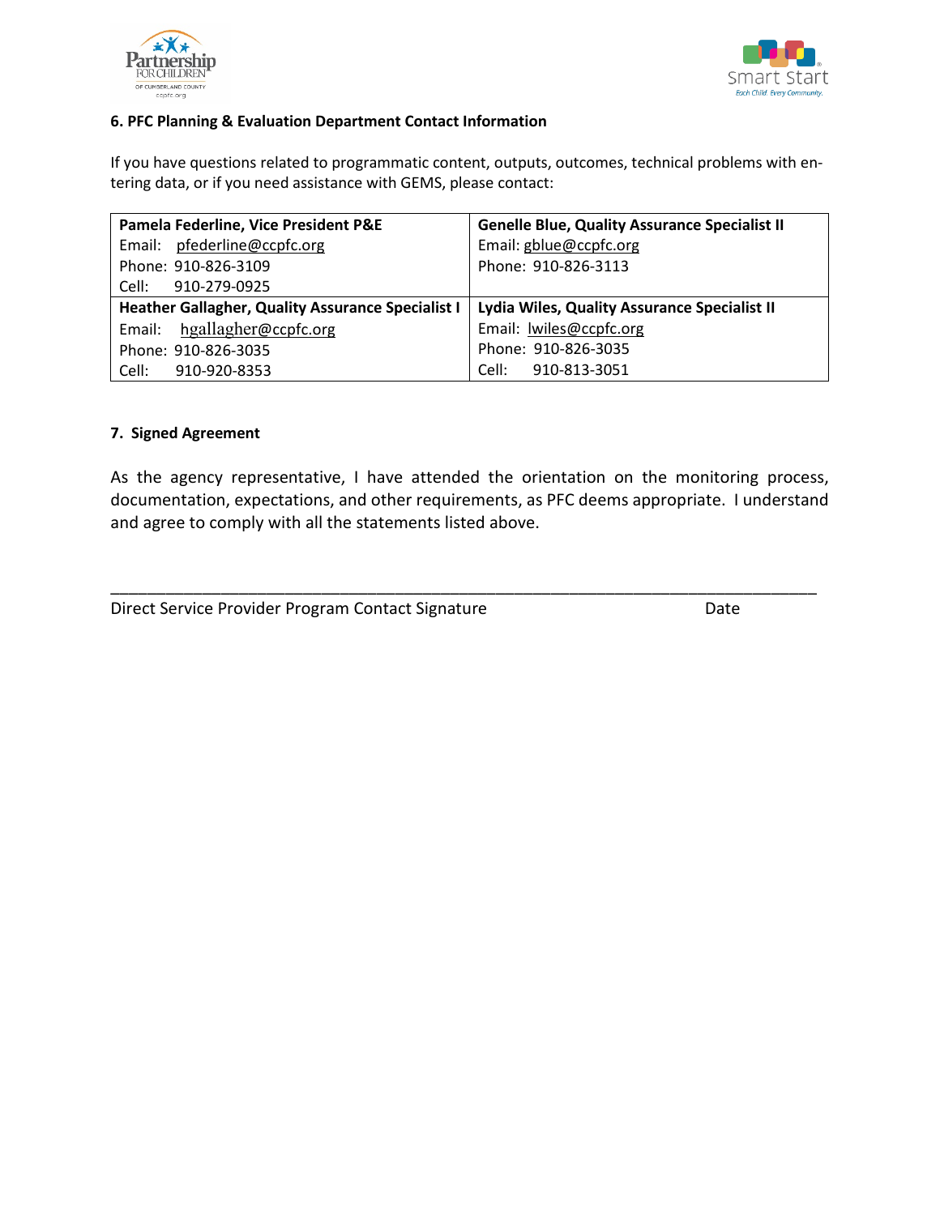**6. PFC Planning & Evaluation Department Contact Information**

If you have questions related to programmatic content, outputs, outcomes, technical problems with entering data, or if you need assistance with GEMS, please contact:

| | |
|---|---|
| **Pamela Federline, Vice President P&E**<br>Email: pfederline@ccpfc.org<br>Phone: 910-826-3109<br>Cell: 910-279-0925 | **Genelle Blue, Quality Assurance Specialist II**<br>Email: gblue@ccpfc.org<br>Phone: 910-826-3113 |
| **Heather Gallagher, Quality Assurance Specialist I**<br>Email: hgallagher@ccpfc.org<br>Phone: 910-826-3035<br>Cell: 910-920-8353 | **Lydia Wiles, Quality Assurance Specialist II**<br>Email: lwiles@ccpfc.org<br>Phone: 910-826-3035<br>Cell: 910-813-3051 |

**7. Signed Agreement**

As the agency representative, I have attended the orientation on the monitoring process, documentation, expectations, and other requirements, as PFC deems appropriate. I understand and agree to comply with all the statements listed above.

_______________________________________________________________________________

Direct Service Provider Program Contact Signature Date